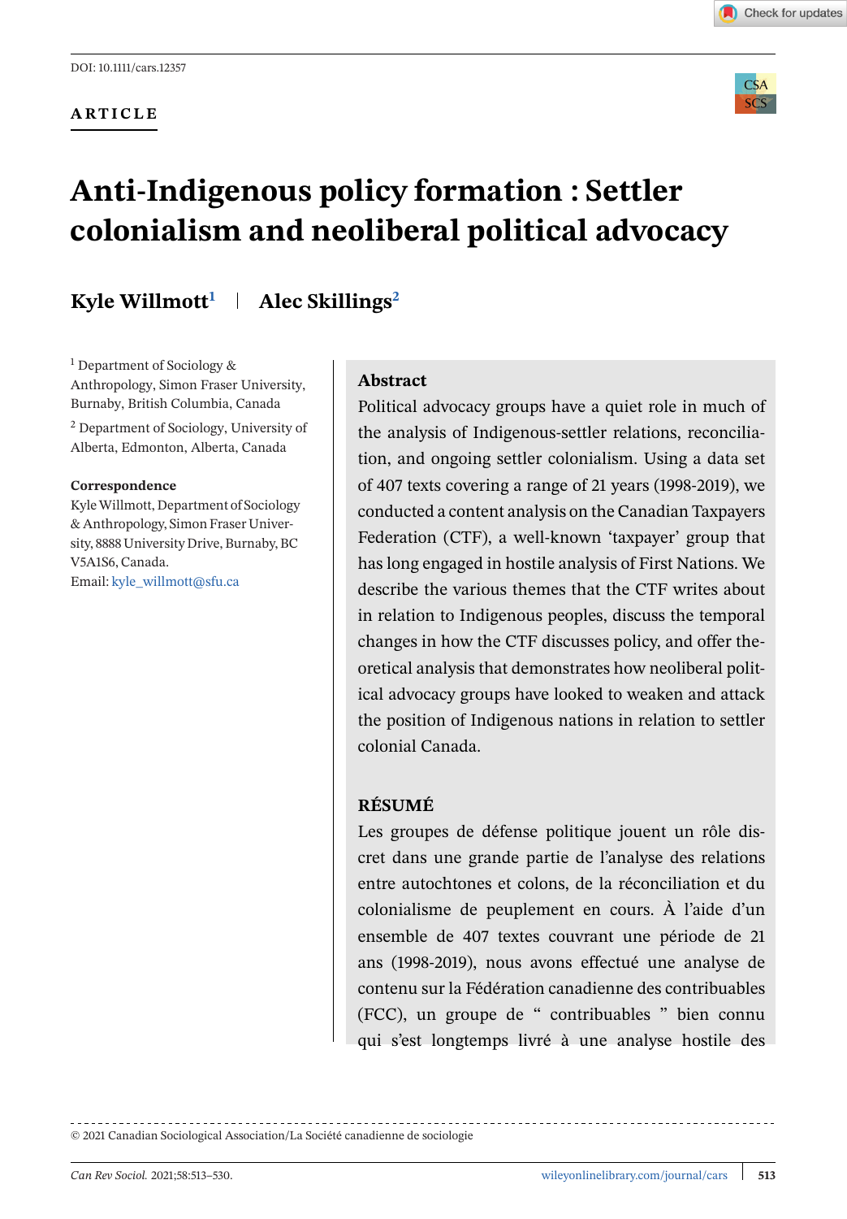DOI: 10.1111/cars.12357

ARTICLE

# Anti-Indigenous policy formation : Settler colonialism and neoliberal political advocacy

**Kyle Willmott**[1] | **Alec Skillings**[2]

[1] Department of Sociology & Anthropology, Simon Fraser University, Burnaby, British Columbia, Canada

[2] Department of Sociology, University of Alberta, Edmonton, Alberta, Canada

**Correspondence**

Kyle Willmott, Department of Sociology & Anthropology, Simon Fraser University, 8888 University Drive, Burnaby, BC V5A1S6, Canada.

Email: kyle_willmott@sfu.ca

## Abstract

Political advocacy groups have a quiet role in much of the analysis of Indigenous-settler relations, reconciliation, and ongoing settler colonialism. Using a data set of 407 texts covering a range of 21 years (1998-2019), we conducted a content analysis on the Canadian Taxpayers Federation (CTF), a well-known 'taxpayer' group that has long engaged in hostile analysis of First Nations. We describe the various themes that the CTF writes about in relation to Indigenous peoples, discuss the temporal changes in how the CTF discusses policy, and offer theoretical analysis that demonstrates how neoliberal political advocacy groups have looked to weaken and attack the position of Indigenous nations in relation to settler colonial Canada.

## RÉSUMÉ

Les groupes de défense politique jouent un rôle discret dans une grande partie de l'analyse des relations entre autochtones et colons, de la réconciliation et du colonialisme de peuplement en cours. À l'aide d'un ensemble de 407 textes couvrant une période de 21 ans (1998-2019), nous avons effectué une analyse de contenu sur la Fédération canadienne des contribuables (FCC), un groupe de " contribuables " bien connu qui s'est longtemps livré à une analyse hostile des

© 2021 Canadian Sociological Association/La Société canadienne de sociologie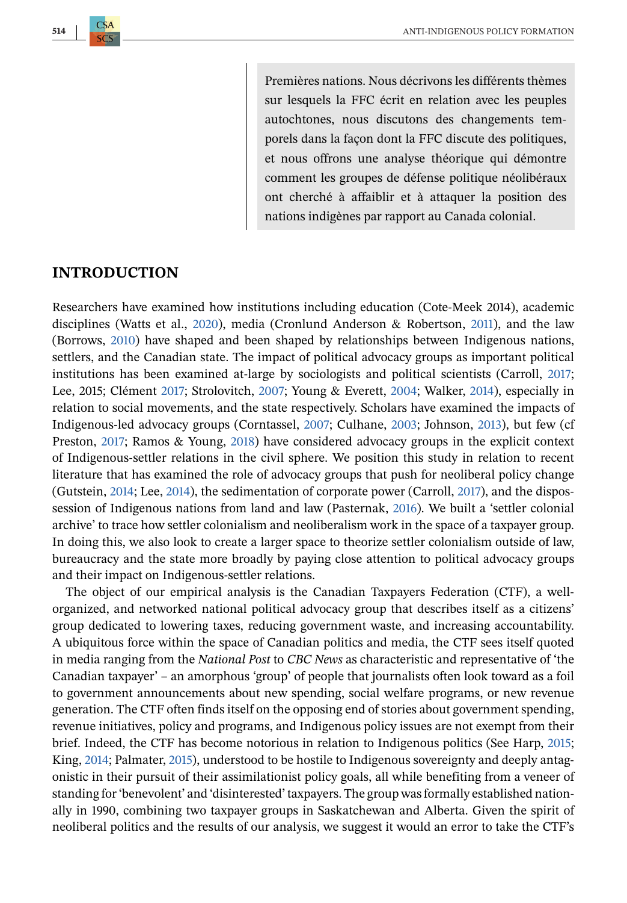Premières nations. Nous décrivons les différents thèmes sur lesquels la FFC écrit en relation avec les peuples autochtones, nous discutons des changements temporels dans la façon dont la FFC discute des politiques, et nous offrons une analyse théorique qui démontre comment les groupes de défense politique néolibéraux ont cherché à affaiblir et à attaquer la position des nations indigènes par rapport au Canada colonial.

## INTRODUCTION

Researchers have examined how institutions including education (Cote-Meek 2014), academic disciplines (Watts et al., 2020), media (Cronlund Anderson & Robertson, 2011), and the law (Borrows, 2010) have shaped and been shaped by relationships between Indigenous nations, settlers, and the Canadian state. The impact of political advocacy groups as important political institutions has been examined at-large by sociologists and political scientists (Carroll, 2017; Lee, 2015; Clément 2017; Strolovitch, 2007; Young & Everett, 2004; Walker, 2014), especially in relation to social movements, and the state respectively. Scholars have examined the impacts of Indigenous-led advocacy groups (Corntassel, 2007; Culhane, 2003; Johnson, 2013), but few (cf Preston, 2017; Ramos & Young, 2018) have considered advocacy groups in the explicit context of Indigenous-settler relations in the civil sphere. We position this study in relation to recent literature that has examined the role of advocacy groups that push for neoliberal policy change (Gutstein, 2014; Lee, 2014), the sedimentation of corporate power (Carroll, 2017), and the dispossession of Indigenous nations from land and law (Pasternak, 2016). We built a 'settler colonial archive' to trace how settler colonialism and neoliberalism work in the space of a taxpayer group. In doing this, we also look to create a larger space to theorize settler colonialism outside of law, bureaucracy and the state more broadly by paying close attention to political advocacy groups and their impact on Indigenous-settler relations.

The object of our empirical analysis is the Canadian Taxpayers Federation (CTF), a well-organized, and networked national political advocacy group that describes itself as a citizens' group dedicated to lowering taxes, reducing government waste, and increasing accountability. A ubiquitous force within the space of Canadian politics and media, the CTF sees itself quoted in media ranging from the *National Post* to *CBC News* as characteristic and representative of 'the Canadian taxpayer' – an amorphous 'group' of people that journalists often look toward as a foil to government announcements about new spending, social welfare programs, or new revenue generation. The CTF often finds itself on the opposing end of stories about government spending, revenue initiatives, policy and programs, and Indigenous policy issues are not exempt from their brief. Indeed, the CTF has become notorious in relation to Indigenous politics (See Harp, 2015; King, 2014; Palmater, 2015), understood to be hostile to Indigenous sovereignty and deeply antagonistic in their pursuit of their assimilationist policy goals, all while benefiting from a veneer of standing for 'benevolent' and 'disinterested' taxpayers. The group was formally established nationally in 1990, combining two taxpayer groups in Saskatchewan and Alberta. Given the spirit of neoliberal politics and the results of our analysis, we suggest it would an error to take the CTF's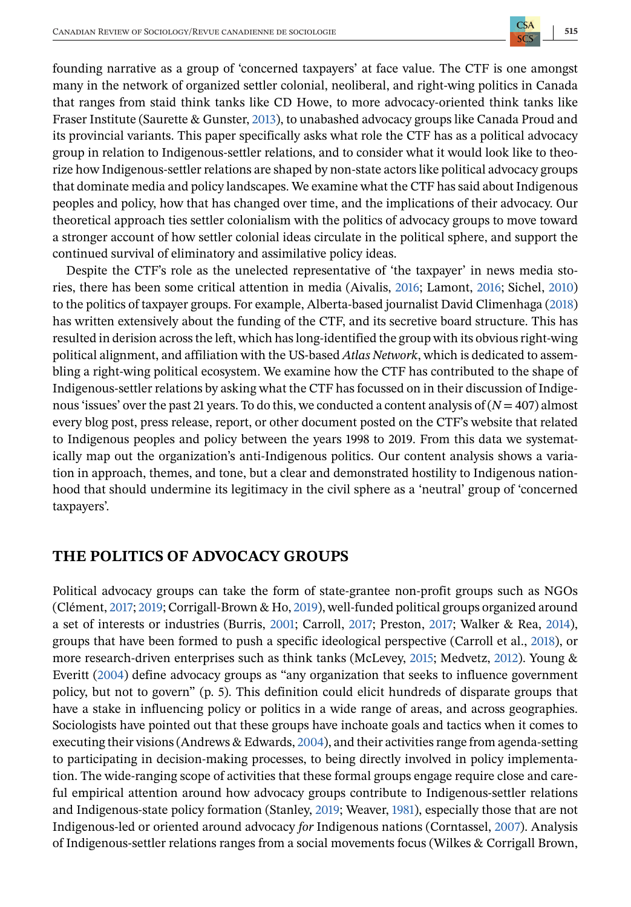founding narrative as a group of 'concerned taxpayers' at face value. The CTF is one amongst many in the network of organized settler colonial, neoliberal, and right-wing politics in Canada that ranges from staid think tanks like CD Howe, to more advocacy-oriented think tanks like Fraser Institute (Saurette & Gunster, 2013), to unabashed advocacy groups like Canada Proud and its provincial variants. This paper specifically asks what role the CTF has as a political advocacy group in relation to Indigenous-settler relations, and to consider what it would look like to theorize how Indigenous-settler relations are shaped by non-state actors like political advocacy groups that dominate media and policy landscapes. We examine what the CTF has said about Indigenous peoples and policy, how that has changed over time, and the implications of their advocacy. Our theoretical approach ties settler colonialism with the politics of advocacy groups to move toward a stronger account of how settler colonial ideas circulate in the political sphere, and support the continued survival of eliminatory and assimilative policy ideas.

Despite the CTF's role as the unelected representative of 'the taxpayer' in news media stories, there has been some critical attention in media (Aivalis, 2016; Lamont, 2016; Sichel, 2010) to the politics of taxpayer groups. For example, Alberta-based journalist David Climenhaga (2018) has written extensively about the funding of the CTF, and its secretive board structure. This has resulted in derision across the left, which has long-identified the group with its obvious right-wing political alignment, and affiliation with the US-based *Atlas Network*, which is dedicated to assembling a right-wing political ecosystem. We examine how the CTF has contributed to the shape of Indigenous-settler relations by asking what the CTF has focussed on in their discussion of Indigenous 'issues' over the past 21 years. To do this, we conducted a content analysis of ($N = 407$) almost every blog post, press release, report, or other document posted on the CTF's website that related to Indigenous peoples and policy between the years 1998 to 2019. From this data we systematically map out the organization's anti-Indigenous politics. Our content analysis shows a variation in approach, themes, and tone, but a clear and demonstrated hostility to Indigenous nationhood that should undermine its legitimacy in the civil sphere as a 'neutral' group of 'concerned taxpayers'.

## THE POLITICS OF ADVOCACY GROUPS

Political advocacy groups can take the form of state-grantee non-profit groups such as NGOs (Clément, 2017; 2019; Corrigall-Brown & Ho, 2019), well-funded political groups organized around a set of interests or industries (Burris, 2001; Carroll, 2017; Preston, 2017; Walker & Rea, 2014), groups that have been formed to push a specific ideological perspective (Carroll et al., 2018), or more research-driven enterprises such as think tanks (McLevey, 2015; Medvetz, 2012). Young & Everitt (2004) define advocacy groups as "any organization that seeks to influence government policy, but not to govern" (p. 5). This definition could elicit hundreds of disparate groups that have a stake in influencing policy or politics in a wide range of areas, and across geographies. Sociologists have pointed out that these groups have inchoate goals and tactics when it comes to executing their visions (Andrews & Edwards, 2004), and their activities range from agenda-setting to participating in decision-making processes, to being directly involved in policy implementation. The wide-ranging scope of activities that these formal groups engage require close and careful empirical attention around how advocacy groups contribute to Indigenous-settler relations and Indigenous-state policy formation (Stanley, 2019; Weaver, 1981), especially those that are not Indigenous-led or oriented around advocacy *for* Indigenous nations (Corntassel, 2007). Analysis of Indigenous-settler relations ranges from a social movements focus (Wilkes & Corrigall Brown,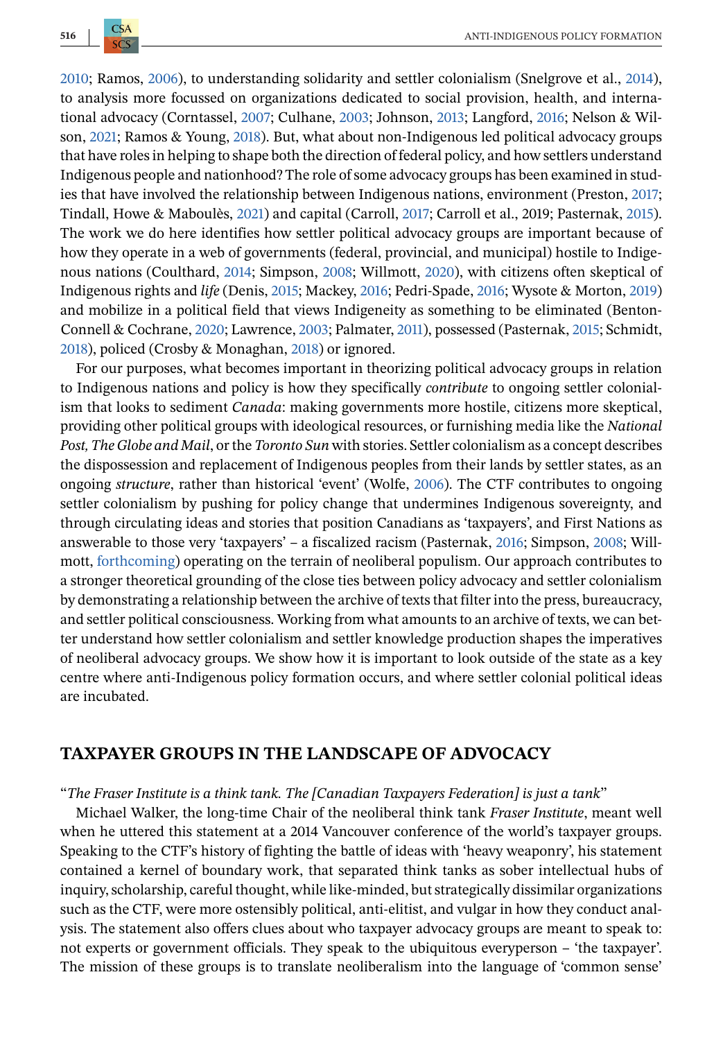2010; Ramos, 2006), to understanding solidarity and settler colonialism (Snelgrove et al., 2014), to analysis more focussed on organizations dedicated to social provision, health, and international advocacy (Corntassel, 2007; Culhane, 2003; Johnson, 2013; Langford, 2016; Nelson & Wilson, 2021; Ramos & Young, 2018). But, what about non-Indigenous led political advocacy groups that have roles in helping to shape both the direction of federal policy, and how settlers understand Indigenous people and nationhood? The role of some advocacy groups has been examined in studies that have involved the relationship between Indigenous nations, environment (Preston, 2017; Tindall, Howe & Maboulès, 2021) and capital (Carroll, 2017; Carroll et al., 2019; Pasternak, 2015). The work we do here identifies how settler political advocacy groups are important because of how they operate in a web of governments (federal, provincial, and municipal) hostile to Indigenous nations (Coulthard, 2014; Simpson, 2008; Willmott, 2020), with citizens often skeptical of Indigenous rights and *life* (Denis, 2015; Mackey, 2016; Pedri-Spade, 2016; Wysote & Morton, 2019) and mobilize in a political field that views Indigeneity as something to be eliminated (Benton-Connell & Cochrane, 2020; Lawrence, 2003; Palmater, 2011), possessed (Pasternak, 2015; Schmidt, 2018), policed (Crosby & Monaghan, 2018) or ignored.

For our purposes, what becomes important in theorizing political advocacy groups in relation to Indigenous nations and policy is how they specifically *contribute* to ongoing settler colonialism that looks to sediment *Canada*: making governments more hostile, citizens more skeptical, providing other political groups with ideological resources, or furnishing media like the *National Post, The Globe and Mail*, or the *Toronto Sun* with stories. Settler colonialism as a concept describes the dispossession and replacement of Indigenous peoples from their lands by settler states, as an ongoing *structure*, rather than historical 'event' (Wolfe, 2006). The CTF contributes to ongoing settler colonialism by pushing for policy change that undermines Indigenous sovereignty, and through circulating ideas and stories that position Canadians as 'taxpayers', and First Nations as answerable to those very 'taxpayers' – a fiscalized racism (Pasternak, 2016; Simpson, 2008; Willmott, forthcoming) operating on the terrain of neoliberal populism. Our approach contributes to a stronger theoretical grounding of the close ties between policy advocacy and settler colonialism by demonstrating a relationship between the archive of texts that filter into the press, bureaucracy, and settler political consciousness. Working from what amounts to an archive of texts, we can better understand how settler colonialism and settler knowledge production shapes the imperatives of neoliberal advocacy groups. We show how it is important to look outside of the state as a key centre where anti-Indigenous policy formation occurs, and where settler colonial political ideas are incubated.

## TAXPAYER GROUPS IN THE LANDSCAPE OF ADVOCACY

"*The Fraser Institute is a think tank. The [Canadian Taxpayers Federation] is just a tank*"

Michael Walker, the long-time Chair of the neoliberal think tank *Fraser Institute*, meant well when he uttered this statement at a 2014 Vancouver conference of the world's taxpayer groups. Speaking to the CTF's history of fighting the battle of ideas with 'heavy weaponry', his statement contained a kernel of boundary work, that separated think tanks as sober intellectual hubs of inquiry, scholarship, careful thought, while like-minded, but strategically dissimilar organizations such as the CTF, were more ostensibly political, anti-elitist, and vulgar in how they conduct analysis. The statement also offers clues about who taxpayer advocacy groups are meant to speak to: not experts or government officials. They speak to the ubiquitous everyperson – 'the taxpayer'. The mission of these groups is to translate neoliberalism into the language of 'common sense'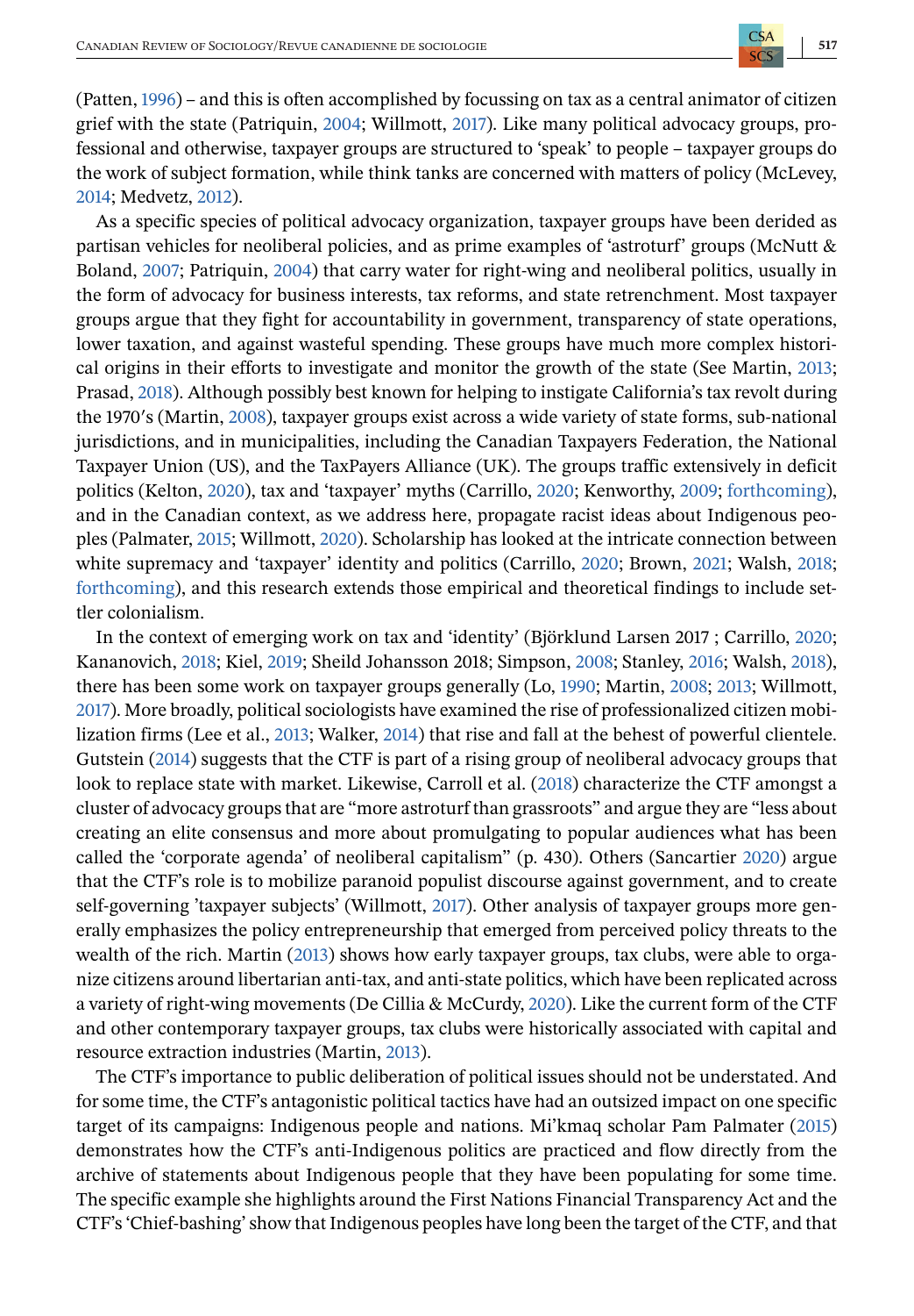(Patten, 1996) – and this is often accomplished by focussing on tax as a central animator of citizen grief with the state (Patriquin, 2004; Willmott, 2017). Like many political advocacy groups, professional and otherwise, taxpayer groups are structured to 'speak' to people – taxpayer groups do the work of subject formation, while think tanks are concerned with matters of policy (McLevey, 2014; Medvetz, 2012).

As a specific species of political advocacy organization, taxpayer groups have been derided as partisan vehicles for neoliberal policies, and as prime examples of 'astroturf' groups (McNutt & Boland, 2007; Patriquin, 2004) that carry water for right-wing and neoliberal politics, usually in the form of advocacy for business interests, tax reforms, and state retrenchment. Most taxpayer groups argue that they fight for accountability in government, transparency of state operations, lower taxation, and against wasteful spending. These groups have much more complex historical origins in their efforts to investigate and monitor the growth of the state (See Martin, 2013; Prasad, 2018). Although possibly best known for helping to instigate California's tax revolt during the 1970′s (Martin, 2008), taxpayer groups exist across a wide variety of state forms, sub-national jurisdictions, and in municipalities, including the Canadian Taxpayers Federation, the National Taxpayer Union (US), and the TaxPayers Alliance (UK). The groups traffic extensively in deficit politics (Kelton, 2020), tax and 'taxpayer' myths (Carrillo, 2020; Kenworthy, 2009; forthcoming), and in the Canadian context, as we address here, propagate racist ideas about Indigenous peoples (Palmater, 2015; Willmott, 2020). Scholarship has looked at the intricate connection between white supremacy and 'taxpayer' identity and politics (Carrillo, 2020; Brown, 2021; Walsh, 2018; forthcoming), and this research extends those empirical and theoretical findings to include settler colonialism.

In the context of emerging work on tax and 'identity' (Björklund Larsen 2017 ; Carrillo, 2020; Kananovich, 2018; Kiel, 2019; Sheild Johansson 2018; Simpson, 2008; Stanley, 2016; Walsh, 2018), there has been some work on taxpayer groups generally (Lo, 1990; Martin, 2008; 2013; Willmott, 2017). More broadly, political sociologists have examined the rise of professionalized citizen mobilization firms (Lee et al., 2013; Walker, 2014) that rise and fall at the behest of powerful clientele. Gutstein (2014) suggests that the CTF is part of a rising group of neoliberal advocacy groups that look to replace state with market. Likewise, Carroll et al. (2018) characterize the CTF amongst a cluster of advocacy groups that are "more astroturf than grassroots" and argue they are "less about creating an elite consensus and more about promulgating to popular audiences what has been called the 'corporate agenda' of neoliberal capitalism" (p. 430). Others (Sancartier 2020) argue that the CTF's role is to mobilize paranoid populist discourse against government, and to create self-governing 'taxpayer subjects' (Willmott, 2017). Other analysis of taxpayer groups more generally emphasizes the policy entrepreneurship that emerged from perceived policy threats to the wealth of the rich. Martin (2013) shows how early taxpayer groups, tax clubs, were able to organize citizens around libertarian anti-tax, and anti-state politics, which have been replicated across a variety of right-wing movements (De Cillia & McCurdy, 2020). Like the current form of the CTF and other contemporary taxpayer groups, tax clubs were historically associated with capital and resource extraction industries (Martin, 2013).

The CTF's importance to public deliberation of political issues should not be understated. And for some time, the CTF's antagonistic political tactics have had an outsized impact on one specific target of its campaigns: Indigenous people and nations. Mi'kmaq scholar Pam Palmater (2015) demonstrates how the CTF's anti-Indigenous politics are practiced and flow directly from the archive of statements about Indigenous people that they have been populating for some time. The specific example she highlights around the First Nations Financial Transparency Act and the CTF's 'Chief-bashing' show that Indigenous peoples have long been the target of the CTF, and that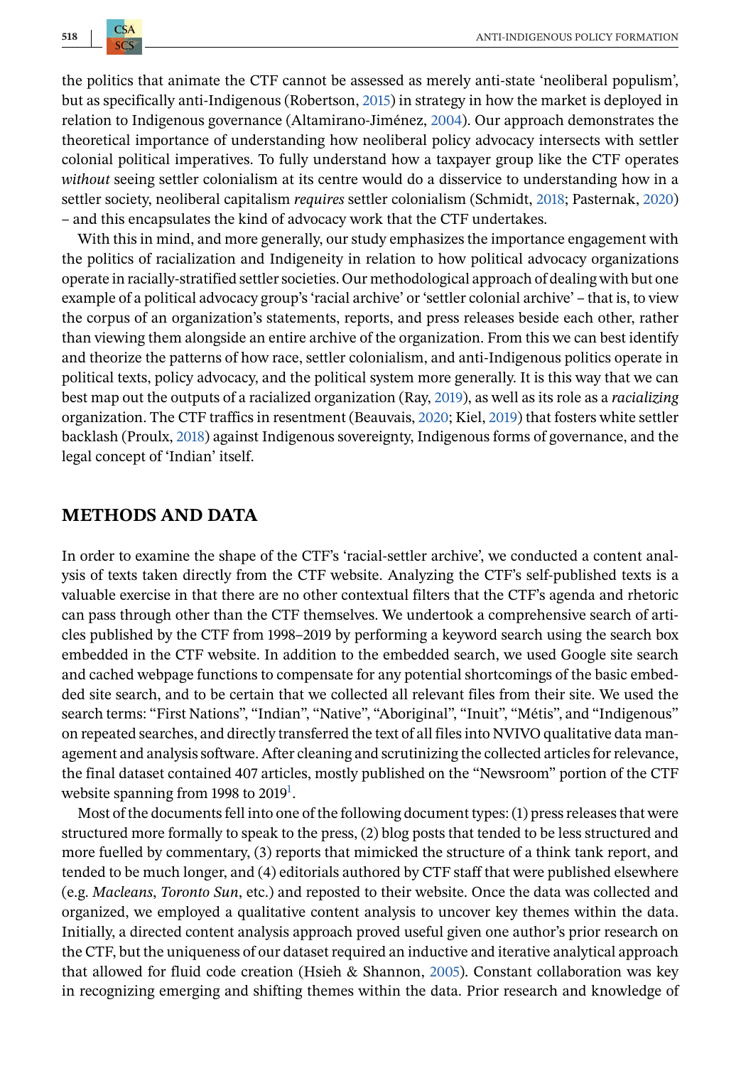the politics that animate the CTF cannot be assessed as merely anti-state 'neoliberal populism', but as specifically anti-Indigenous (Robertson, 2015) in strategy in how the market is deployed in relation to Indigenous governance (Altamirano-Jiménez, 2004). Our approach demonstrates the theoretical importance of understanding how neoliberal policy advocacy intersects with settler colonial political imperatives. To fully understand how a taxpayer group like the CTF operates *without* seeing settler colonialism at its centre would do a disservice to understanding how in a settler society, neoliberal capitalism *requires* settler colonialism (Schmidt, 2018; Pasternak, 2020) – and this encapsulates the kind of advocacy work that the CTF undertakes.

With this in mind, and more generally, our study emphasizes the importance engagement with the politics of racialization and Indigeneity in relation to how political advocacy organizations operate in racially-stratified settler societies. Our methodological approach of dealing with but one example of a political advocacy group's 'racial archive' or 'settler colonial archive' – that is, to view the corpus of an organization's statements, reports, and press releases beside each other, rather than viewing them alongside an entire archive of the organization. From this we can best identify and theorize the patterns of how race, settler colonialism, and anti-Indigenous politics operate in political texts, policy advocacy, and the political system more generally. It is this way that we can best map out the outputs of a racialized organization (Ray, 2019), as well as its role as a *racializing* organization. The CTF traffics in resentment (Beauvais, 2020; Kiel, 2019) that fosters white settler backlash (Proulx, 2018) against Indigenous sovereignty, Indigenous forms of governance, and the legal concept of 'Indian' itself.

## METHODS AND DATA

In order to examine the shape of the CTF's 'racial-settler archive', we conducted a content analysis of texts taken directly from the CTF website. Analyzing the CTF's self-published texts is a valuable exercise in that there are no other contextual filters that the CTF's agenda and rhetoric can pass through other than the CTF themselves. We undertook a comprehensive search of articles published by the CTF from 1998–2019 by performing a keyword search using the search box embedded in the CTF website. In addition to the embedded search, we used Google site search and cached webpage functions to compensate for any potential shortcomings of the basic embedded site search, and to be certain that we collected all relevant files from their site. We used the search terms: "First Nations", "Indian", "Native", "Aboriginal", "Inuit", "Métis", and "Indigenous" on repeated searches, and directly transferred the text of all files into NVIVO qualitative data management and analysis software. After cleaning and scrutinizing the collected articles for relevance, the final dataset contained 407 articles, mostly published on the "Newsroom" portion of the CTF website spanning from 1998 to 2019[1].

Most of the documents fell into one of the following document types: (1) press releases that were structured more formally to speak to the press, (2) blog posts that tended to be less structured and more fuelled by commentary, (3) reports that mimicked the structure of a think tank report, and tended to be much longer, and (4) editorials authored by CTF staff that were published elsewhere (e.g. *Macleans*, *Toronto Sun*, etc.) and reposted to their website. Once the data was collected and organized, we employed a qualitative content analysis to uncover key themes within the data. Initially, a directed content analysis approach proved useful given one author's prior research on the CTF, but the uniqueness of our dataset required an inductive and iterative analytical approach that allowed for fluid code creation (Hsieh & Shannon, 2005). Constant collaboration was key in recognizing emerging and shifting themes within the data. Prior research and knowledge of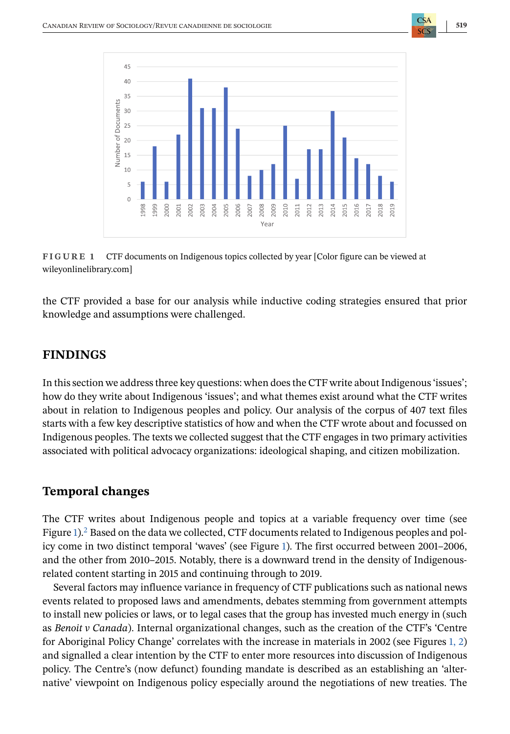**FIGURE 1** CTF documents on Indigenous topics collected by year [Color figure can be viewed at wileyonlinelibrary.com]

the CTF provided a base for our analysis while inductive coding strategies ensured that prior knowledge and assumptions were challenged.

## FINDINGS

In this section we address three key questions: when does the CTF write about Indigenous 'issues'; how do they write about Indigenous 'issues'; and what themes exist around what the CTF writes about in relation to Indigenous peoples and policy. Our analysis of the corpus of 407 text files starts with a few key descriptive statistics of how and when the CTF wrote about and focussed on Indigenous peoples. The texts we collected suggest that the CTF engages in two primary activities associated with political advocacy organizations: ideological shaping, and citizen mobilization.

### Temporal changes

The CTF writes about Indigenous people and topics at a variable frequency over time (see Figure 1).[2] Based on the data we collected, CTF documents related to Indigenous peoples and policy come in two distinct temporal 'waves' (see Figure 1). The first occurred between 2001–2006, and the other from 2010–2015. Notably, there is a downward trend in the density of Indigenous-related content starting in 2015 and continuing through to 2019.

Several factors may influence variance in frequency of CTF publications such as national news events related to proposed laws and amendments, debates stemming from government attempts to install new policies or laws, or to legal cases that the group has invested much energy in (such as *Benoit v Canada*). Internal organizational changes, such as the creation of the CTF's 'Centre for Aboriginal Policy Change' correlates with the increase in materials in 2002 (see Figures 1, 2) and signalled a clear intention by the CTF to enter more resources into discussion of Indigenous policy. The Centre's (now defunct) founding mandate is described as an establishing an 'alternative' viewpoint on Indigenous policy especially around the negotiations of new treaties. The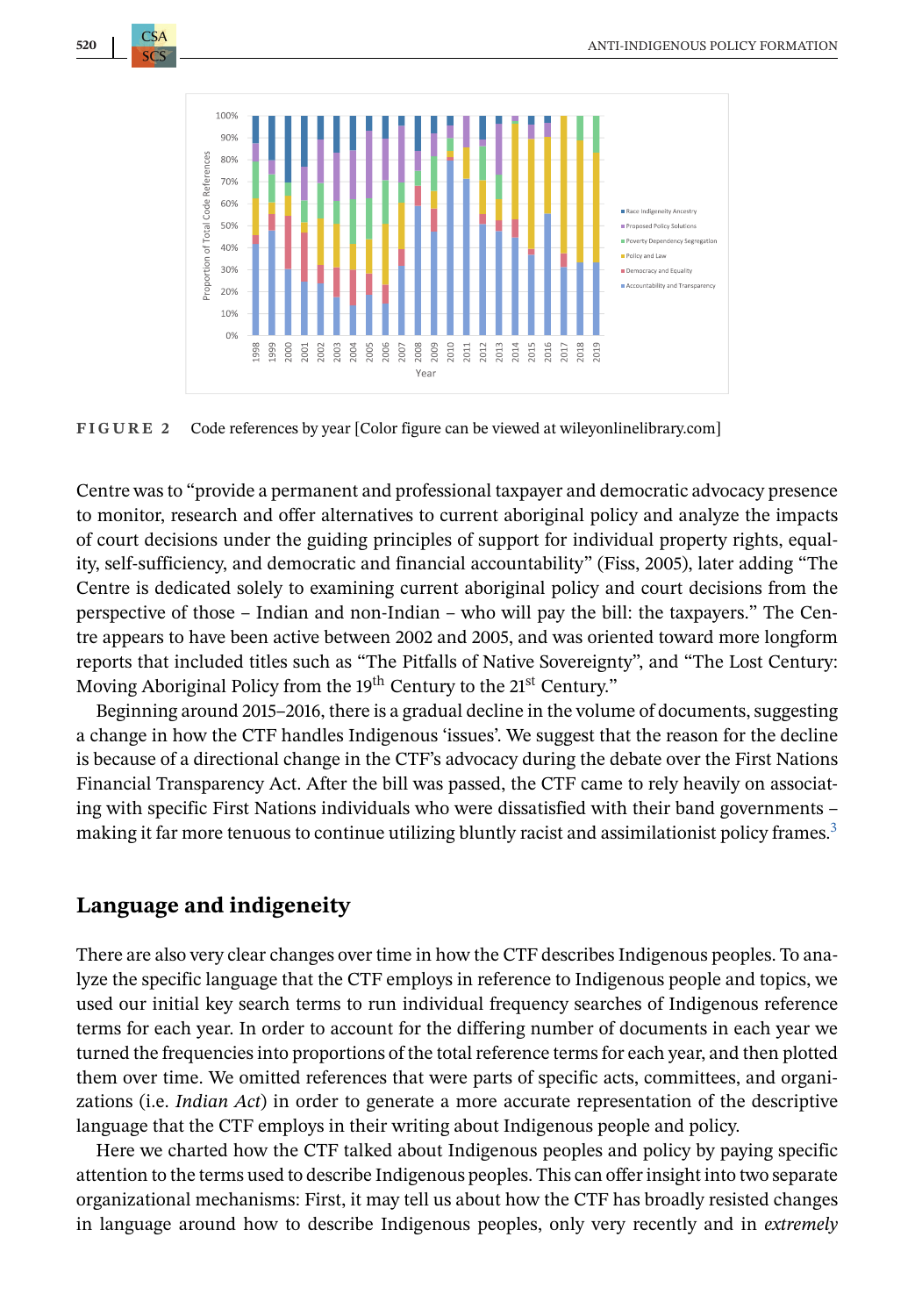FIGURE 2 Code references by year [Color figure can be viewed at wileyonlinelibrary.com]

Centre was to "provide a permanent and professional taxpayer and democratic advocacy presence to monitor, research and offer alternatives to current aboriginal policy and analyze the impacts of court decisions under the guiding principles of support for individual property rights, equality, self-sufficiency, and democratic and financial accountability" (Fiss, 2005), later adding "The Centre is dedicated solely to examining current aboriginal policy and court decisions from the perspective of those – Indian and non-Indian – who will pay the bill: the taxpayers." The Centre appears to have been active between 2002 and 2005, and was oriented toward more longform reports that included titles such as "The Pitfalls of Native Sovereignty", and "The Lost Century: Moving Aboriginal Policy from the 19th Century to the 21st Century."

Beginning around 2015–2016, there is a gradual decline in the volume of documents, suggesting a change in how the CTF handles Indigenous 'issues'. We suggest that the reason for the decline is because of a directional change in the CTF's advocacy during the debate over the First Nations Financial Transparency Act. After the bill was passed, the CTF came to rely heavily on associating with specific First Nations individuals who were dissatisfied with their band governments – making it far more tenuous to continue utilizing bluntly racist and assimilationist policy frames.[3]

## Language and indigeneity

There are also very clear changes over time in how the CTF describes Indigenous peoples. To analyze the specific language that the CTF employs in reference to Indigenous people and topics, we used our initial key search terms to run individual frequency searches of Indigenous reference terms for each year. In order to account for the differing number of documents in each year we turned the frequencies into proportions of the total reference terms for each year, and then plotted them over time. We omitted references that were parts of specific acts, committees, and organizations (i.e. *Indian Act*) in order to generate a more accurate representation of the descriptive language that the CTF employs in their writing about Indigenous people and policy.

Here we charted how the CTF talked about Indigenous peoples and policy by paying specific attention to the terms used to describe Indigenous peoples. This can offer insight into two separate organizational mechanisms: First, it may tell us about how the CTF has broadly resisted changes in language around how to describe Indigenous peoples, only very recently and in *extremely*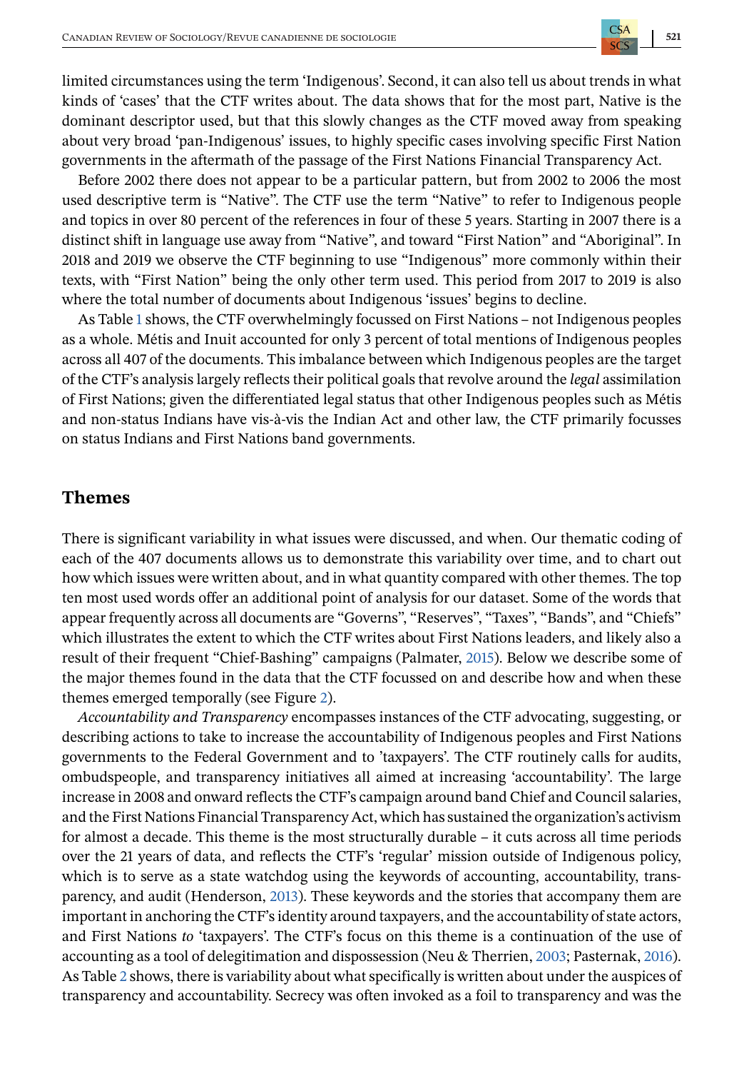limited circumstances using the term 'Indigenous'. Second, it can also tell us about trends in what kinds of 'cases' that the CTF writes about. The data shows that for the most part, Native is the dominant descriptor used, but that this slowly changes as the CTF moved away from speaking about very broad 'pan-Indigenous' issues, to highly specific cases involving specific First Nation governments in the aftermath of the passage of the First Nations Financial Transparency Act.

Before 2002 there does not appear to be a particular pattern, but from 2002 to 2006 the most used descriptive term is "Native". The CTF use the term "Native" to refer to Indigenous people and topics in over 80 percent of the references in four of these 5 years. Starting in 2007 there is a distinct shift in language use away from "Native", and toward "First Nation" and "Aboriginal". In 2018 and 2019 we observe the CTF beginning to use "Indigenous" more commonly within their texts, with "First Nation" being the only other term used. This period from 2017 to 2019 is also where the total number of documents about Indigenous 'issues' begins to decline.

As Table 1 shows, the CTF overwhelmingly focussed on First Nations – not Indigenous peoples as a whole. Métis and Inuit accounted for only 3 percent of total mentions of Indigenous peoples across all 407 of the documents. This imbalance between which Indigenous peoples are the target of the CTF's analysis largely reflects their political goals that revolve around the *legal* assimilation of First Nations; given the differentiated legal status that other Indigenous peoples such as Métis and non-status Indians have vis-à-vis the Indian Act and other law, the CTF primarily focusses on status Indians and First Nations band governments.

## Themes

There is significant variability in what issues were discussed, and when. Our thematic coding of each of the 407 documents allows us to demonstrate this variability over time, and to chart out how which issues were written about, and in what quantity compared with other themes. The top ten most used words offer an additional point of analysis for our dataset. Some of the words that appear frequently across all documents are "Governs", "Reserves", "Taxes", "Bands", and "Chiefs" which illustrates the extent to which the CTF writes about First Nations leaders, and likely also a result of their frequent "Chief-Bashing" campaigns (Palmater, 2015). Below we describe some of the major themes found in the data that the CTF focussed on and describe how and when these themes emerged temporally (see Figure 2).

*Accountability and Transparency* encompasses instances of the CTF advocating, suggesting, or describing actions to take to increase the accountability of Indigenous peoples and First Nations governments to the Federal Government and to 'taxpayers'. The CTF routinely calls for audits, ombudspeople, and transparency initiatives all aimed at increasing 'accountability'. The large increase in 2008 and onward reflects the CTF's campaign around band Chief and Council salaries, and the First Nations Financial Transparency Act, which has sustained the organization's activism for almost a decade. This theme is the most structurally durable – it cuts across all time periods over the 21 years of data, and reflects the CTF's 'regular' mission outside of Indigenous policy, which is to serve as a state watchdog using the keywords of accounting, accountability, transparency, and audit (Henderson, 2013). These keywords and the stories that accompany them are important in anchoring the CTF's identity around taxpayers, and the accountability of state actors, and First Nations *to* 'taxpayers'. The CTF's focus on this theme is a continuation of the use of accounting as a tool of delegitimation and dispossession (Neu & Therrien, 2003; Pasternak, 2016). As Table 2 shows, there is variability about what specifically is written about under the auspices of transparency and accountability. Secrecy was often invoked as a foil to transparency and was the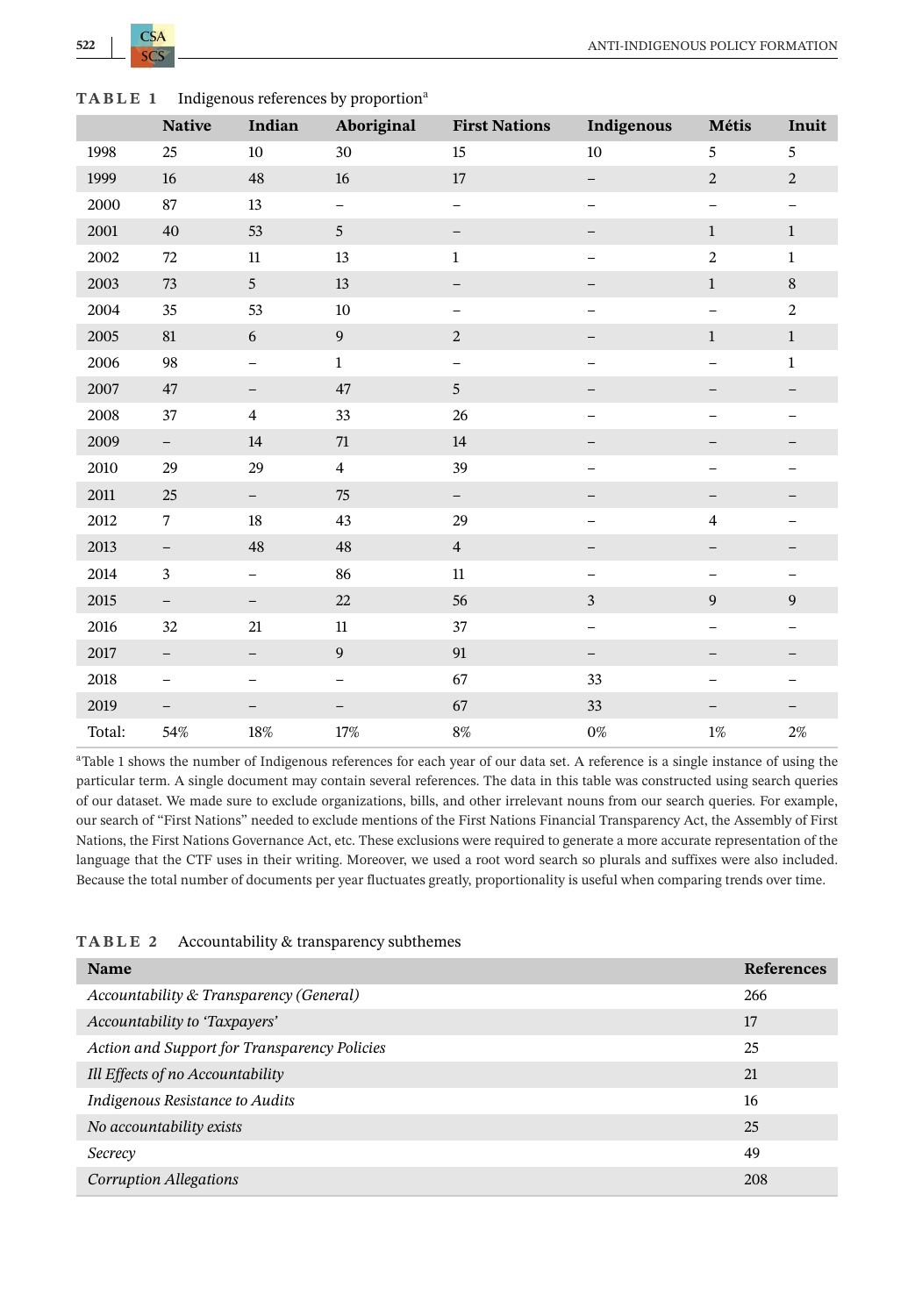**TABLE 1** Indigenous references by proportion[a]

| | Native | Indian | Aboriginal | First Nations | Indigenous | Métis | Inuit |
|---|---|---|---|---|---|---|---|
| 1998 | 25 | 10 | 30 | 15 | 10 | 5 | 5 |
| 1999 | 16 | 48 | 16 | 17 | – | 2 | 2 |
| 2000 | 87 | 13 | – | – | – | – | – |
| 2001 | 40 | 53 | 5 | – | – | 1 | 1 |
| 2002 | 72 | 11 | 13 | 1 | – | 2 | 1 |
| 2003 | 73 | 5 | 13 | – | – | 1 | 8 |
| 2004 | 35 | 53 | 10 | – | – | – | 2 |
| 2005 | 81 | 6 | 9 | 2 | – | 1 | 1 |
| 2006 | 98 | – | 1 | – | – | – | 1 |
| 2007 | 47 | – | 47 | 5 | – | – | – |
| 2008 | 37 | 4 | 33 | 26 | – | – | – |
| 2009 | – | 14 | 71 | 14 | – | – | – |
| 2010 | 29 | 29 | 4 | 39 | – | – | – |
| 2011 | 25 | – | 75 | – | – | – | – |
| 2012 | 7 | 18 | 43 | 29 | – | 4 | – |
| 2013 | – | 48 | 48 | 4 | – | – | – |
| 2014 | 3 | – | 86 | 11 | – | – | – |
| 2015 | – | – | 22 | 56 | 3 | 9 | 9 |
| 2016 | 32 | 21 | 11 | 37 | – | – | – |
| 2017 | – | – | 9 | 91 | – | – | – |
| 2018 | – | – | – | 67 | 33 | – | – |
| 2019 | – | – | – | 67 | 33 | – | – |
| Total: | 54% | 18% | 17% | 8% | 0% | 1% | 2% |

[a]Table 1 shows the number of Indigenous references for each year of our data set. A reference is a single instance of using the particular term. A single document may contain several references. The data in this table was constructed using search queries of our dataset. We made sure to exclude organizations, bills, and other irrelevant nouns from our search queries. For example, our search of "First Nations" needed to exclude mentions of the First Nations Financial Transparency Act, the Assembly of First Nations, the First Nations Governance Act, etc. These exclusions were required to generate a more accurate representation of the language that the CTF uses in their writing. Moreover, we used a root word search so plurals and suffixes were also included. Because the total number of documents per year fluctuates greatly, proportionality is useful when comparing trends over time.

**TABLE 2** Accountability & transparency subthemes

| Name | References |
|---|---|
| *Accountability & Transparency (General)* | 266 |
| *Accountability to 'Taxpayers'* | 17 |
| *Action and Support for Transparency Policies* | 25 |
| *Ill Effects of no Accountability* | 21 |
| *Indigenous Resistance to Audits* | 16 |
| *No accountability exists* | 25 |
| *Secrecy* | 49 |
| *Corruption Allegations* | 208 |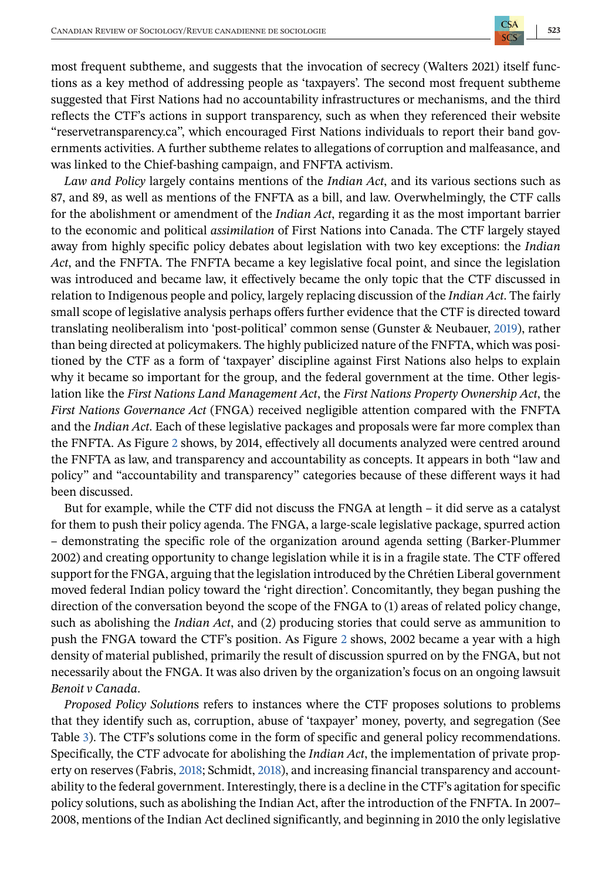most frequent subtheme, and suggests that the invocation of secrecy (Walters 2021) itself functions as a key method of addressing people as 'taxpayers'. The second most frequent subtheme suggested that First Nations had no accountability infrastructures or mechanisms, and the third reflects the CTF's actions in support transparency, such as when they referenced their website "reservetransparency.ca", which encouraged First Nations individuals to report their band governments activities. A further subtheme relates to allegations of corruption and malfeasance, and was linked to the Chief-bashing campaign, and FNFTA activism.

*Law and Policy* largely contains mentions of the *Indian Act*, and its various sections such as 87, and 89, as well as mentions of the FNFTA as a bill, and law. Overwhelmingly, the CTF calls for the abolishment or amendment of the *Indian Act*, regarding it as the most important barrier to the economic and political *assimilation* of First Nations into Canada. The CTF largely stayed away from highly specific policy debates about legislation with two key exceptions: the *Indian Act*, and the FNFTA. The FNFTA became a key legislative focal point, and since the legislation was introduced and became law, it effectively became the only topic that the CTF discussed in relation to Indigenous people and policy, largely replacing discussion of the *Indian Act*. The fairly small scope of legislative analysis perhaps offers further evidence that the CTF is directed toward translating neoliberalism into 'post-political' common sense (Gunster & Neubauer, 2019), rather than being directed at policymakers. The highly publicized nature of the FNFTA, which was positioned by the CTF as a form of 'taxpayer' discipline against First Nations also helps to explain why it became so important for the group, and the federal government at the time. Other legislation like the *First Nations Land Management Act*, the *First Nations Property Ownership Act*, the *First Nations Governance Act* (FNGA) received negligible attention compared with the FNFTA and the *Indian Act*. Each of these legislative packages and proposals were far more complex than the FNFTA. As Figure 2 shows, by 2014, effectively all documents analyzed were centred around the FNFTA as law, and transparency and accountability as concepts. It appears in both "law and policy" and "accountability and transparency" categories because of these different ways it had been discussed.

But for example, while the CTF did not discuss the FNGA at length – it did serve as a catalyst for them to push their policy agenda. The FNGA, a large-scale legislative package, spurred action – demonstrating the specific role of the organization around agenda setting (Barker-Plummer 2002) and creating opportunity to change legislation while it is in a fragile state. The CTF offered support for the FNGA, arguing that the legislation introduced by the Chrétien Liberal government moved federal Indian policy toward the 'right direction'. Concomitantly, they began pushing the direction of the conversation beyond the scope of the FNGA to (1) areas of related policy change, such as abolishing the *Indian Act*, and (2) producing stories that could serve as ammunition to push the FNGA toward the CTF's position. As Figure 2 shows, 2002 became a year with a high density of material published, primarily the result of discussion spurred on by the FNGA, but not necessarily about the FNGA. It was also driven by the organization's focus on an ongoing lawsuit *Benoit v Canada*.

*Proposed Policy Solution*s refers to instances where the CTF proposes solutions to problems that they identify such as, corruption, abuse of 'taxpayer' money, poverty, and segregation (See Table 3). The CTF's solutions come in the form of specific and general policy recommendations. Specifically, the CTF advocate for abolishing the *Indian Act*, the implementation of private property on reserves (Fabris, 2018; Schmidt, 2018), and increasing financial transparency and accountability to the federal government. Interestingly, there is a decline in the CTF's agitation for specific policy solutions, such as abolishing the Indian Act, after the introduction of the FNFTA. In 2007–2008, mentions of the Indian Act declined significantly, and beginning in 2010 the only legislative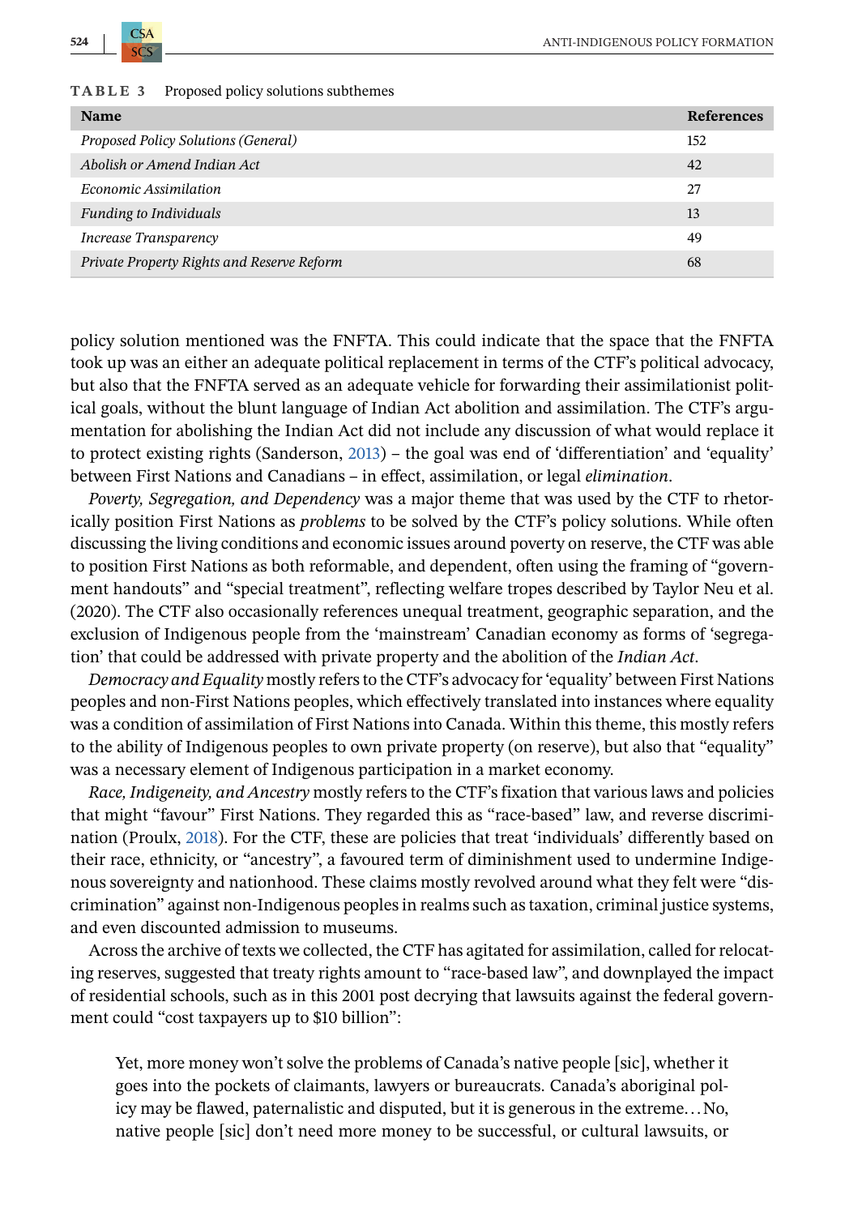**TABLE 3** Proposed policy solutions subthemes

| Name | References |
|---|---|
| *Proposed Policy Solutions (General)* | 152 |
| *Abolish or Amend Indian Act* | 42 |
| *Economic Assimilation* | 27 |
| *Funding to Individuals* | 13 |
| *Increase Transparency* | 49 |
| *Private Property Rights and Reserve Reform* | 68 |

policy solution mentioned was the FNFTA. This could indicate that the space that the FNFTA took up was an either an adequate political replacement in terms of the CTF's political advocacy, but also that the FNFTA served as an adequate vehicle for forwarding their assimilationist political goals, without the blunt language of Indian Act abolition and assimilation. The CTF's argumentation for abolishing the Indian Act did not include any discussion of what would replace it to protect existing rights (Sanderson, 2013) – the goal was end of 'differentiation' and 'equality' between First Nations and Canadians – in effect, assimilation, or legal *elimination*.

*Poverty, Segregation, and Dependency* was a major theme that was used by the CTF to rhetorically position First Nations as *problems* to be solved by the CTF's policy solutions. While often discussing the living conditions and economic issues around poverty on reserve, the CTF was able to position First Nations as both reformable, and dependent, often using the framing of "government handouts" and "special treatment", reflecting welfare tropes described by Taylor Neu et al. (2020). The CTF also occasionally references unequal treatment, geographic separation, and the exclusion of Indigenous people from the 'mainstream' Canadian economy as forms of 'segregation' that could be addressed with private property and the abolition of the *Indian Act*.

*Democracy and Equality* mostly refers to the CTF's advocacy for 'equality' between First Nations peoples and non-First Nations peoples, which effectively translated into instances where equality was a condition of assimilation of First Nations into Canada. Within this theme, this mostly refers to the ability of Indigenous peoples to own private property (on reserve), but also that "equality" was a necessary element of Indigenous participation in a market economy.

*Race, Indigeneity, and Ancestry* mostly refers to the CTF's fixation that various laws and policies that might "favour" First Nations. They regarded this as "race-based" law, and reverse discrimination (Proulx, 2018). For the CTF, these are policies that treat 'individuals' differently based on their race, ethnicity, or "ancestry", a favoured term of diminishment used to undermine Indigenous sovereignty and nationhood. These claims mostly revolved around what they felt were "discrimination" against non-Indigenous peoples in realms such as taxation, criminal justice systems, and even discounted admission to museums.

Across the archive of texts we collected, the CTF has agitated for assimilation, called for relocating reserves, suggested that treaty rights amount to "race-based law", and downplayed the impact of residential schools, such as in this 2001 post decrying that lawsuits against the federal government could "cost taxpayers up to $10 billion":

> Yet, more money won't solve the problems of Canada's native people [sic], whether it goes into the pockets of claimants, lawyers or bureaucrats. Canada's aboriginal policy may be flawed, paternalistic and disputed, but it is generous in the extreme…No, native people [sic] don't need more money to be successful, or cultural lawsuits, or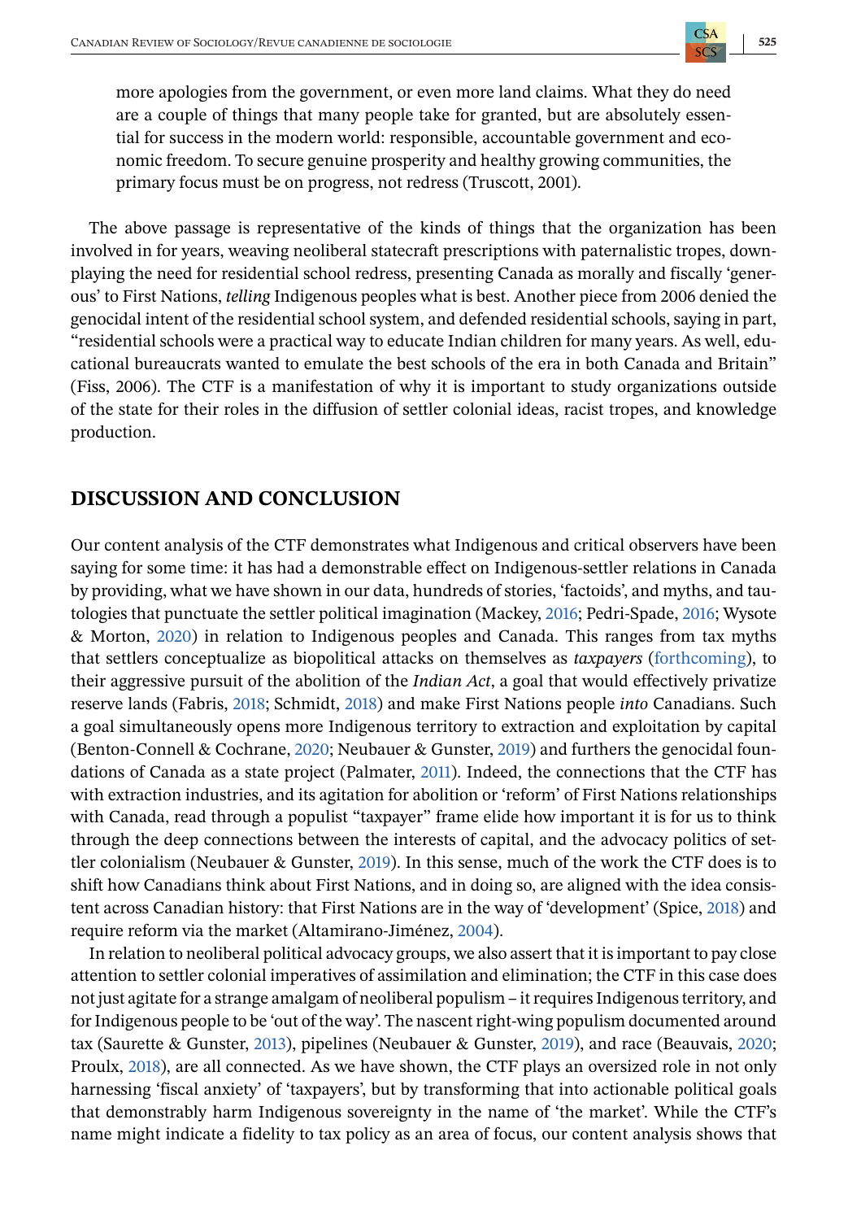> more apologies from the government, or even more land claims. What they do need are a couple of things that many people take for granted, but are absolutely essential for success in the modern world: responsible, accountable government and economic freedom. To secure genuine prosperity and healthy growing communities, the primary focus must be on progress, not redress (Truscott, 2001).

The above passage is representative of the kinds of things that the organization has been involved in for years, weaving neoliberal statecraft prescriptions with paternalistic tropes, downplaying the need for residential school redress, presenting Canada as morally and fiscally 'generous' to First Nations, *telling* Indigenous peoples what is best. Another piece from 2006 denied the genocidal intent of the residential school system, and defended residential schools, saying in part, "residential schools were a practical way to educate Indian children for many years. As well, educational bureaucrats wanted to emulate the best schools of the era in both Canada and Britain" (Fiss, 2006). The CTF is a manifestation of why it is important to study organizations outside of the state for their roles in the diffusion of settler colonial ideas, racist tropes, and knowledge production.

## DISCUSSION AND CONCLUSION

Our content analysis of the CTF demonstrates what Indigenous and critical observers have been saying for some time: it has had a demonstrable effect on Indigenous-settler relations in Canada by providing, what we have shown in our data, hundreds of stories, 'factoids', and myths, and tautologies that punctuate the settler political imagination (Mackey, 2016; Pedri-Spade, 2016; Wysote & Morton, 2020) in relation to Indigenous peoples and Canada. This ranges from tax myths that settlers conceptualize as biopolitical attacks on themselves as *taxpayers* (forthcoming), to their aggressive pursuit of the abolition of the *Indian Act*, a goal that would effectively privatize reserve lands (Fabris, 2018; Schmidt, 2018) and make First Nations people *into* Canadians. Such a goal simultaneously opens more Indigenous territory to extraction and exploitation by capital (Benton-Connell & Cochrane, 2020; Neubauer & Gunster, 2019) and furthers the genocidal foundations of Canada as a state project (Palmater, 2011). Indeed, the connections that the CTF has with extraction industries, and its agitation for abolition or 'reform' of First Nations relationships with Canada, read through a populist "taxpayer" frame elide how important it is for us to think through the deep connections between the interests of capital, and the advocacy politics of settler colonialism (Neubauer & Gunster, 2019). In this sense, much of the work the CTF does is to shift how Canadians think about First Nations, and in doing so, are aligned with the idea consistent across Canadian history: that First Nations are in the way of 'development' (Spice, 2018) and require reform via the market (Altamirano-Jiménez, 2004).

In relation to neoliberal political advocacy groups, we also assert that it is important to pay close attention to settler colonial imperatives of assimilation and elimination; the CTF in this case does not just agitate for a strange amalgam of neoliberal populism – it requires Indigenous territory, and for Indigenous people to be 'out of the way'. The nascent right-wing populism documented around tax (Saurette & Gunster, 2013), pipelines (Neubauer & Gunster, 2019), and race (Beauvais, 2020; Proulx, 2018), are all connected. As we have shown, the CTF plays an oversized role in not only harnessing 'fiscal anxiety' of 'taxpayers', but by transforming that into actionable political goals that demonstrably harm Indigenous sovereignty in the name of 'the market'. While the CTF's name might indicate a fidelity to tax policy as an area of focus, our content analysis shows that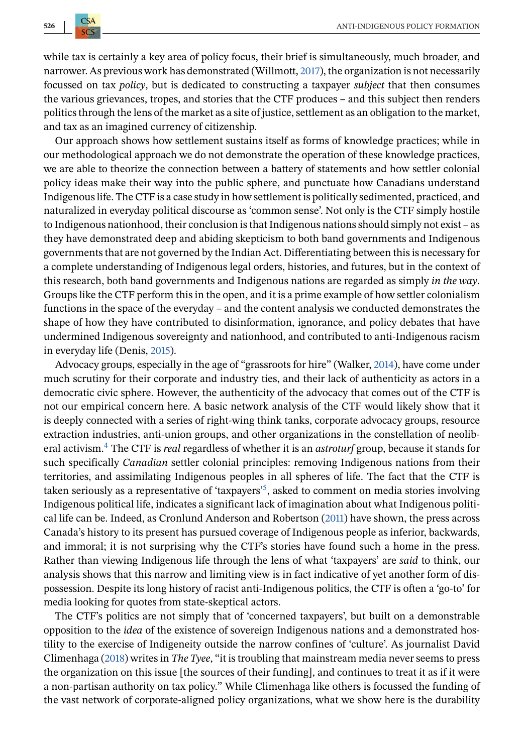while tax is certainly a key area of policy focus, their brief is simultaneously, much broader, and narrower. As previous work has demonstrated (Willmott, 2017), the organization is not necessarily focussed on tax *policy*, but is dedicated to constructing a taxpayer *subject* that then consumes the various grievances, tropes, and stories that the CTF produces – and this subject then renders politics through the lens of the market as a site of justice, settlement as an obligation to the market, and tax as an imagined currency of citizenship.

Our approach shows how settlement sustains itself as forms of knowledge practices; while in our methodological approach we do not demonstrate the operation of these knowledge practices, we are able to theorize the connection between a battery of statements and how settler colonial policy ideas make their way into the public sphere, and punctuate how Canadians understand Indigenous life. The CTF is a case study in how settlement is politically sedimented, practiced, and naturalized in everyday political discourse as 'common sense'. Not only is the CTF simply hostile to Indigenous nationhood, their conclusion is that Indigenous nations should simply not exist – as they have demonstrated deep and abiding skepticism to both band governments and Indigenous governments that are not governed by the Indian Act. Differentiating between this is necessary for a complete understanding of Indigenous legal orders, histories, and futures, but in the context of this research, both band governments and Indigenous nations are regarded as simply *in the way*. Groups like the CTF perform this in the open, and it is a prime example of how settler colonialism functions in the space of the everyday – and the content analysis we conducted demonstrates the shape of how they have contributed to disinformation, ignorance, and policy debates that have undermined Indigenous sovereignty and nationhood, and contributed to anti-Indigenous racism in everyday life (Denis, 2015).

Advocacy groups, especially in the age of "grassroots for hire" (Walker, 2014), have come under much scrutiny for their corporate and industry ties, and their lack of authenticity as actors in a democratic civic sphere. However, the authenticity of the advocacy that comes out of the CTF is not our empirical concern here. A basic network analysis of the CTF would likely show that it is deeply connected with a series of right-wing think tanks, corporate advocacy groups, resource extraction industries, anti-union groups, and other organizations in the constellation of neoliberal activism.[4] The CTF is *real* regardless of whether it is an *astroturf* group, because it stands for such specifically *Canadian* settler colonial principles: removing Indigenous nations from their territories, and assimilating Indigenous peoples in all spheres of life. The fact that the CTF is taken seriously as a representative of 'taxpayers'[5], asked to comment on media stories involving Indigenous political life, indicates a significant lack of imagination about what Indigenous political life can be. Indeed, as Cronlund Anderson and Robertson (2011) have shown, the press across Canada's history to its present has pursued coverage of Indigenous people as inferior, backwards, and immoral; it is not surprising why the CTF's stories have found such a home in the press. Rather than viewing Indigenous life through the lens of what 'taxpayers' are *said* to think, our analysis shows that this narrow and limiting view is in fact indicative of yet another form of dispossession. Despite its long history of racist anti-Indigenous politics, the CTF is often a 'go-to' for media looking for quotes from state-skeptical actors.

The CTF's politics are not simply that of 'concerned taxpayers', but built on a demonstrable opposition to the *idea* of the existence of sovereign Indigenous nations and a demonstrated hostility to the exercise of Indigeneity outside the narrow confines of 'culture'. As journalist David Climenhaga (2018) writes in *The Tyee*, "it is troubling that mainstream media never seems to press the organization on this issue [the sources of their funding], and continues to treat it as if it were a non-partisan authority on tax policy." While Climenhaga like others is focussed the funding of the vast network of corporate-aligned policy organizations, what we show here is the durability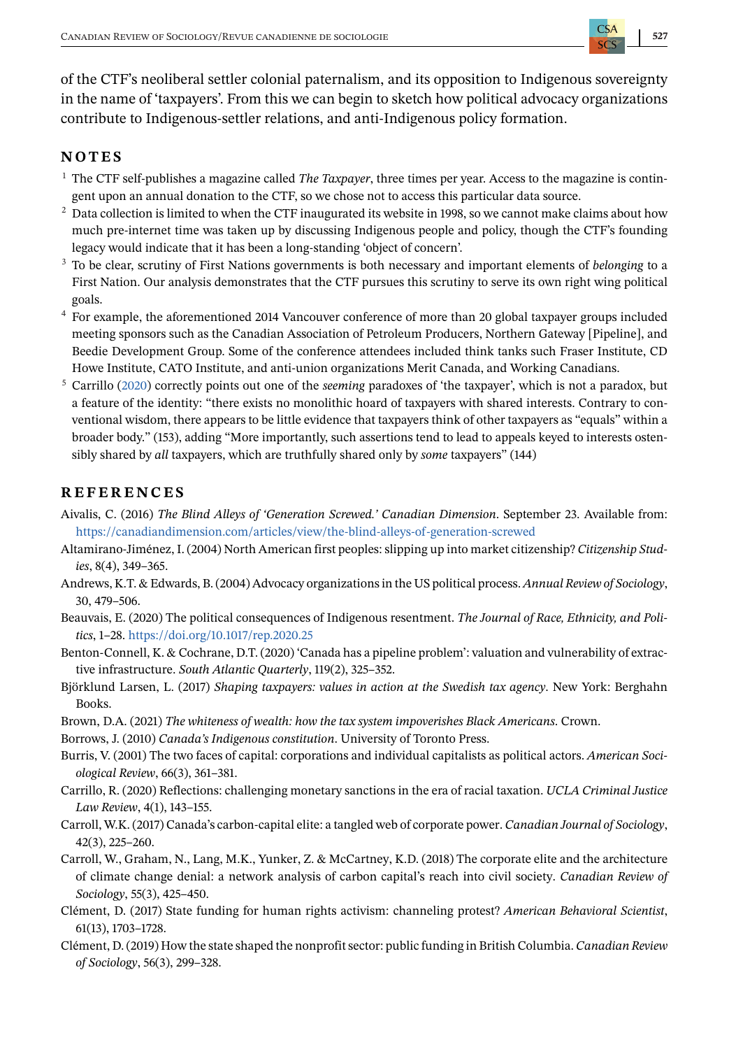of the CTF's neoliberal settler colonial paternalism, and its opposition to Indigenous sovereignty in the name of 'taxpayers'. From this we can begin to sketch how political advocacy organizations contribute to Indigenous-settler relations, and anti-Indigenous policy formation.

## NOTES

[1] The CTF self-publishes a magazine called *The Taxpayer*, three times per year. Access to the magazine is contingent upon an annual donation to the CTF, so we chose not to access this particular data source.

[2] Data collection is limited to when the CTF inaugurated its website in 1998, so we cannot make claims about how much pre-internet time was taken up by discussing Indigenous people and policy, though the CTF's founding legacy would indicate that it has been a long-standing 'object of concern'.

[3] To be clear, scrutiny of First Nations governments is both necessary and important elements of *belonging* to a First Nation. Our analysis demonstrates that the CTF pursues this scrutiny to serve its own right wing political goals.

[4] For example, the aforementioned 2014 Vancouver conference of more than 20 global taxpayer groups included meeting sponsors such as the Canadian Association of Petroleum Producers, Northern Gateway [Pipeline], and Beedie Development Group. Some of the conference attendees included think tanks such Fraser Institute, CD Howe Institute, CATO Institute, and anti-union organizations Merit Canada, and Working Canadians.

[5] Carrillo (2020) correctly points out one of the *seeming* paradoxes of 'the taxpayer', which is not a paradox, but a feature of the identity: "there exists no monolithic hoard of taxpayers with shared interests. Contrary to conventional wisdom, there appears to be little evidence that taxpayers think of other taxpayers as "equals" within a broader body." (153), adding "More importantly, such assertions tend to lead to appeals keyed to interests ostensibly shared by *all* taxpayers, which are truthfully shared only by *some* taxpayers" (144)

## REFERENCES

Aivalis, C. (2016) *The Blind Alleys of 'Generation Screwed.' Canadian Dimension*. September 23. Available from: https://canadiandimension.com/articles/view/the-blind-alleys-of-generation-screwed

Altamirano-Jiménez, I. (2004) North American first peoples: slipping up into market citizenship? *Citizenship Studies*, 8(4), 349–365.

Andrews, K.T. & Edwards, B. (2004) Advocacy organizations in the US political process. *Annual Review of Sociology*, 30, 479–506.

Beauvais, E. (2020) The political consequences of Indigenous resentment. *The Journal of Race, Ethnicity, and Politics*, 1–28. https://doi.org/10.1017/rep.2020.25

Benton-Connell, K. & Cochrane, D.T. (2020) 'Canada has a pipeline problem': valuation and vulnerability of extractive infrastructure. *South Atlantic Quarterly*, 119(2), 325–352.

Björklund Larsen, L. (2017) *Shaping taxpayers: values in action at the Swedish tax agency*. New York: Berghahn Books.

Brown, D.A. (2021) *The whiteness of wealth: how the tax system impoverishes Black Americans*. Crown.

Borrows, J. (2010) *Canada's Indigenous constitution*. University of Toronto Press.

Burris, V. (2001) The two faces of capital: corporations and individual capitalists as political actors. *American Sociological Review*, 66(3), 361–381.

Carrillo, R. (2020) Reflections: challenging monetary sanctions in the era of racial taxation. *UCLA Criminal Justice Law Review*, 4(1), 143–155.

Carroll, W.K. (2017) Canada's carbon-capital elite: a tangled web of corporate power. *Canadian Journal of Sociology*, 42(3), 225–260.

Carroll, W., Graham, N., Lang, M.K., Yunker, Z. & McCartney, K.D. (2018) The corporate elite and the architecture of climate change denial: a network analysis of carbon capital's reach into civil society. *Canadian Review of Sociology*, 55(3), 425–450.

Clément, D. (2017) State funding for human rights activism: channeling protest? *American Behavioral Scientist*, 61(13), 1703–1728.

Clément, D. (2019) How the state shaped the nonprofit sector: public funding in British Columbia. *Canadian Review of Sociology*, 56(3), 299–328.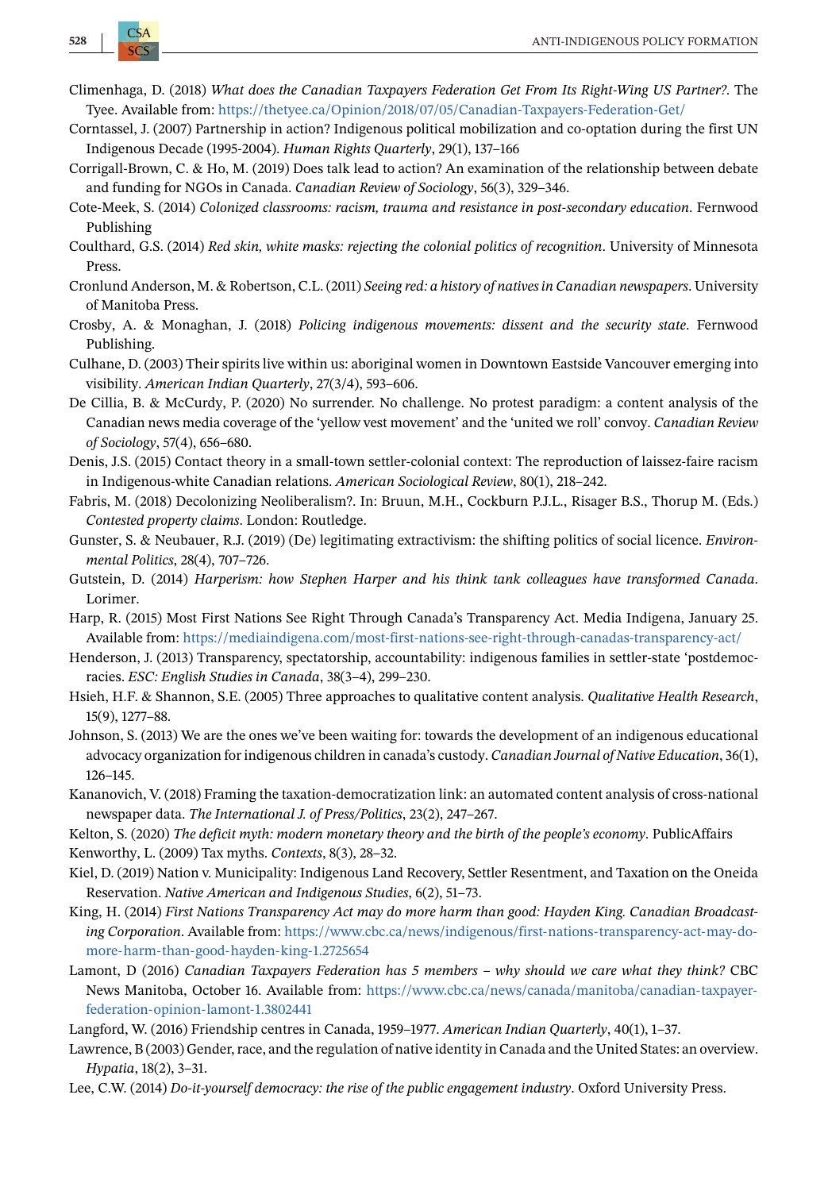Climenhaga, D. (2018) *What does the Canadian Taxpayers Federation Get From Its Right-Wing US Partner?*. The Tyee. Available from: https://thetyee.ca/Opinion/2018/07/05/Canadian-Taxpayers-Federation-Get/

Corntassel, J. (2007) Partnership in action? Indigenous political mobilization and co-optation during the first UN Indigenous Decade (1995-2004). *Human Rights Quarterly*, 29(1), 137–166

Corrigall-Brown, C. & Ho, M. (2019) Does talk lead to action? An examination of the relationship between debate and funding for NGOs in Canada. *Canadian Review of Sociology*, 56(3), 329–346.

Cote-Meek, S. (2014) *Colonized classrooms: racism, trauma and resistance in post-secondary education*. Fernwood Publishing

Coulthard, G.S. (2014) *Red skin, white masks: rejecting the colonial politics of recognition*. University of Minnesota Press.

Cronlund Anderson, M. & Robertson, C.L. (2011) *Seeing red: a history of natives in Canadian newspapers*. University of Manitoba Press.

Crosby, A. & Monaghan, J. (2018) *Policing indigenous movements: dissent and the security state*. Fernwood Publishing.

Culhane, D. (2003) Their spirits live within us: aboriginal women in Downtown Eastside Vancouver emerging into visibility. *American Indian Quarterly*, 27(3/4), 593–606.

De Cillia, B. & McCurdy, P. (2020) No surrender. No challenge. No protest paradigm: a content analysis of the Canadian news media coverage of the 'yellow vest movement' and the 'united we roll' convoy. *Canadian Review of Sociology*, 57(4), 656–680.

Denis, J.S. (2015) Contact theory in a small-town settler-colonial context: The reproduction of laissez-faire racism in Indigenous-white Canadian relations. *American Sociological Review*, 80(1), 218–242.

Fabris, M. (2018) Decolonizing Neoliberalism?. In: Bruun, M.H., Cockburn P.J.L., Risager B.S., Thorup M. (Eds.) *Contested property claims*. London: Routledge.

Gunster, S. & Neubauer, R.J. (2019) (De) legitimating extractivism: the shifting politics of social licence. *Environmental Politics*, 28(4), 707–726.

Gutstein, D. (2014) *Harperism: how Stephen Harper and his think tank colleagues have transformed Canada*. Lorimer.

Harp, R. (2015) Most First Nations See Right Through Canada's Transparency Act. Media Indigena, January 25. Available from: https://mediaindigena.com/most-first-nations-see-right-through-canadas-transparency-act/

Henderson, J. (2013) Transparency, spectatorship, accountability: indigenous families in settler-state 'postdemocracies. *ESC: English Studies in Canada*, 38(3–4), 299–230.

Hsieh, H.F. & Shannon, S.E. (2005) Three approaches to qualitative content analysis. *Qualitative Health Research*, 15(9), 1277–88.

Johnson, S. (2013) We are the ones we've been waiting for: towards the development of an indigenous educational advocacy organization for indigenous children in canada's custody. *Canadian Journal of Native Education*, 36(1), 126–145.

Kananovich, V. (2018) Framing the taxation-democratization link: an automated content analysis of cross-national newspaper data. *The International J. of Press/Politics*, 23(2), 247–267.

Kelton, S. (2020) *The deficit myth: modern monetary theory and the birth of the people's economy*. PublicAffairs

Kenworthy, L. (2009) Tax myths. *Contexts*, 8(3), 28–32.

Kiel, D. (2019) Nation v. Municipality: Indigenous Land Recovery, Settler Resentment, and Taxation on the Oneida Reservation. *Native American and Indigenous Studies*, 6(2), 51–73.

King, H. (2014) *First Nations Transparency Act may do more harm than good: Hayden King. Canadian Broadcasting Corporation*. Available from: https://www.cbc.ca/news/indigenous/first-nations-transparency-act-may-do-more-harm-than-good-hayden-king-1.2725654

Lamont, D (2016) *Canadian Taxpayers Federation has 5 members – why should we care what they think?* CBC News Manitoba, October 16. Available from: https://www.cbc.ca/news/canada/manitoba/canadian-taxpayer-federation-opinion-lamont-1.3802441

Langford, W. (2016) Friendship centres in Canada, 1959–1977. *American Indian Quarterly*, 40(1), 1–37.

Lawrence, B (2003) Gender, race, and the regulation of native identity in Canada and the United States: an overview. *Hypatia*, 18(2), 3–31.

Lee, C.W. (2014) *Do-it-yourself democracy: the rise of the public engagement industry*. Oxford University Press.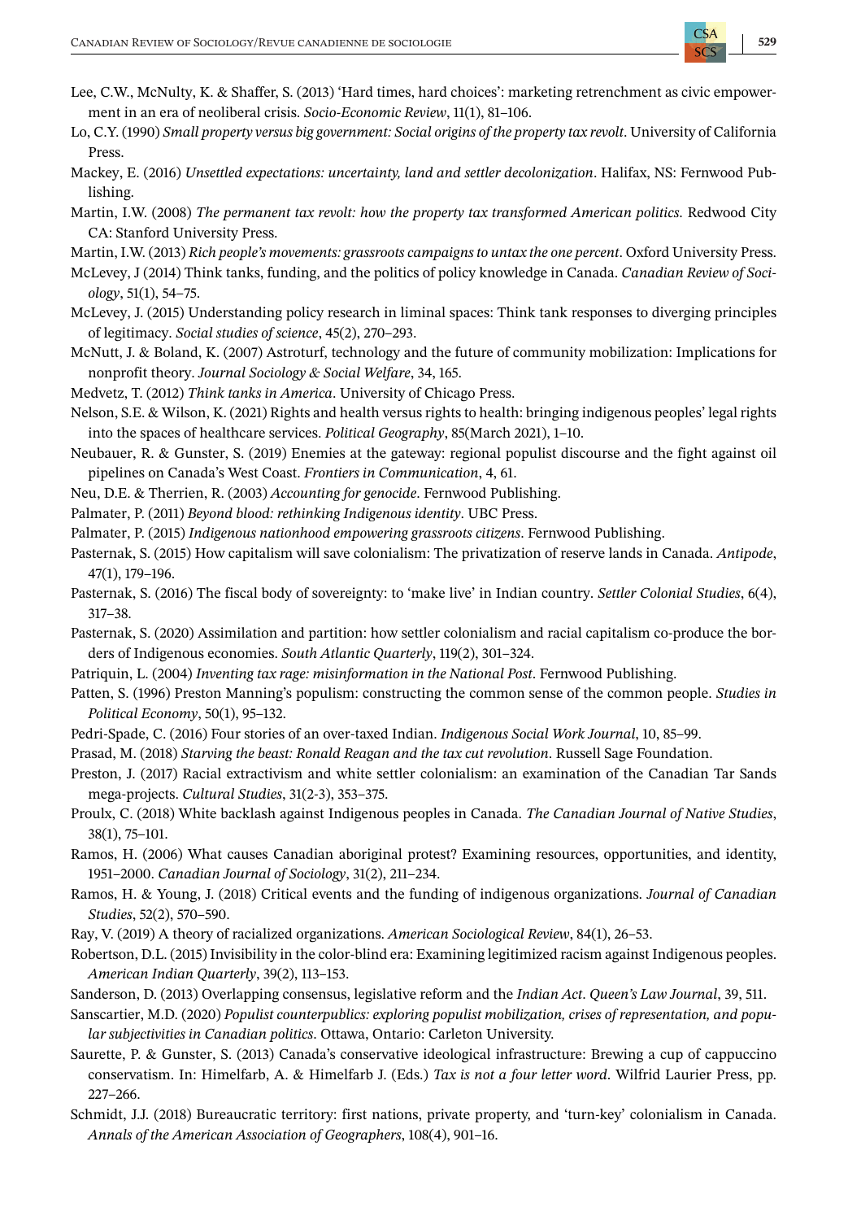Lee, C.W., McNulty, K. & Shaffer, S. (2013) 'Hard times, hard choices': marketing retrenchment as civic empowerment in an era of neoliberal crisis. *Socio-Economic Review*, 11(1), 81–106.

Lo, C.Y. (1990) *Small property versus big government: Social origins of the property tax revolt*. University of California Press.

Mackey, E. (2016) *Unsettled expectations: uncertainty, land and settler decolonization*. Halifax, NS: Fernwood Publishing.

Martin, I.W. (2008) *The permanent tax revolt: how the property tax transformed American politics*. Redwood City CA: Stanford University Press.

Martin, I.W. (2013) *Rich people's movements: grassroots campaigns to untax the one percent*. Oxford University Press.

McLevey, J (2014) Think tanks, funding, and the politics of policy knowledge in Canada. *Canadian Review of Sociology*, 51(1), 54–75.

McLevey, J. (2015) Understanding policy research in liminal spaces: Think tank responses to diverging principles of legitimacy. *Social studies of science*, 45(2), 270–293.

McNutt, J. & Boland, K. (2007) Astroturf, technology and the future of community mobilization: Implications for nonprofit theory. *Journal Sociology & Social Welfare*, 34, 165.

Medvetz, T. (2012) *Think tanks in America*. University of Chicago Press.

Nelson, S.E. & Wilson, K. (2021) Rights and health versus rights to health: bringing indigenous peoples' legal rights into the spaces of healthcare services. *Political Geography*, 85(March 2021), 1–10.

Neubauer, R. & Gunster, S. (2019) Enemies at the gateway: regional populist discourse and the fight against oil pipelines on Canada's West Coast. *Frontiers in Communication*, 4, 61.

Neu, D.E. & Therrien, R. (2003) *Accounting for genocide*. Fernwood Publishing.

Palmater, P. (2011) *Beyond blood: rethinking Indigenous identity*. UBC Press.

Palmater, P. (2015) *Indigenous nationhood empowering grassroots citizens*. Fernwood Publishing.

Pasternak, S. (2015) How capitalism will save colonialism: The privatization of reserve lands in Canada. *Antipode*, 47(1), 179–196.

Pasternak, S. (2016) The fiscal body of sovereignty: to 'make live' in Indian country. *Settler Colonial Studies*, 6(4), 317–38.

Pasternak, S. (2020) Assimilation and partition: how settler colonialism and racial capitalism co-produce the borders of Indigenous economies. *South Atlantic Quarterly*, 119(2), 301–324.

Patriquin, L. (2004) *Inventing tax rage: misinformation in the National Post*. Fernwood Publishing.

Patten, S. (1996) Preston Manning's populism: constructing the common sense of the common people. *Studies in Political Economy*, 50(1), 95–132.

Pedri-Spade, C. (2016) Four stories of an over-taxed Indian. *Indigenous Social Work Journal*, 10, 85–99.

Prasad, M. (2018) *Starving the beast: Ronald Reagan and the tax cut revolution*. Russell Sage Foundation.

Preston, J. (2017) Racial extractivism and white settler colonialism: an examination of the Canadian Tar Sands mega-projects. *Cultural Studies*, 31(2-3), 353–375.

Proulx, C. (2018) White backlash against Indigenous peoples in Canada. *The Canadian Journal of Native Studies*, 38(1), 75–101.

Ramos, H. (2006) What causes Canadian aboriginal protest? Examining resources, opportunities, and identity, 1951–2000. *Canadian Journal of Sociology*, 31(2), 211–234.

Ramos, H. & Young, J. (2018) Critical events and the funding of indigenous organizations. *Journal of Canadian Studies*, 52(2), 570–590.

Ray, V. (2019) A theory of racialized organizations. *American Sociological Review*, 84(1), 26–53.

Robertson, D.L. (2015) Invisibility in the color-blind era: Examining legitimized racism against Indigenous peoples. *American Indian Quarterly*, 39(2), 113–153.

Sanderson, D. (2013) Overlapping consensus, legislative reform and the *Indian Act*. *Queen's Law Journal*, 39, 511.

Sanscartier, M.D. (2020) *Populist counterpublics: exploring populist mobilization, crises of representation, and popular subjectivities in Canadian politics*. Ottawa, Ontario: Carleton University.

Saurette, P. & Gunster, S. (2013) Canada's conservative ideological infrastructure: Brewing a cup of cappuccino conservatism. In: Himelfarb, A. & Himelfarb J. (Eds.) *Tax is not a four letter word*. Wilfrid Laurier Press, pp. 227–266.

Schmidt, J.J. (2018) Bureaucratic territory: first nations, private property, and 'turn-key' colonialism in Canada. *Annals of the American Association of Geographers*, 108(4), 901–16.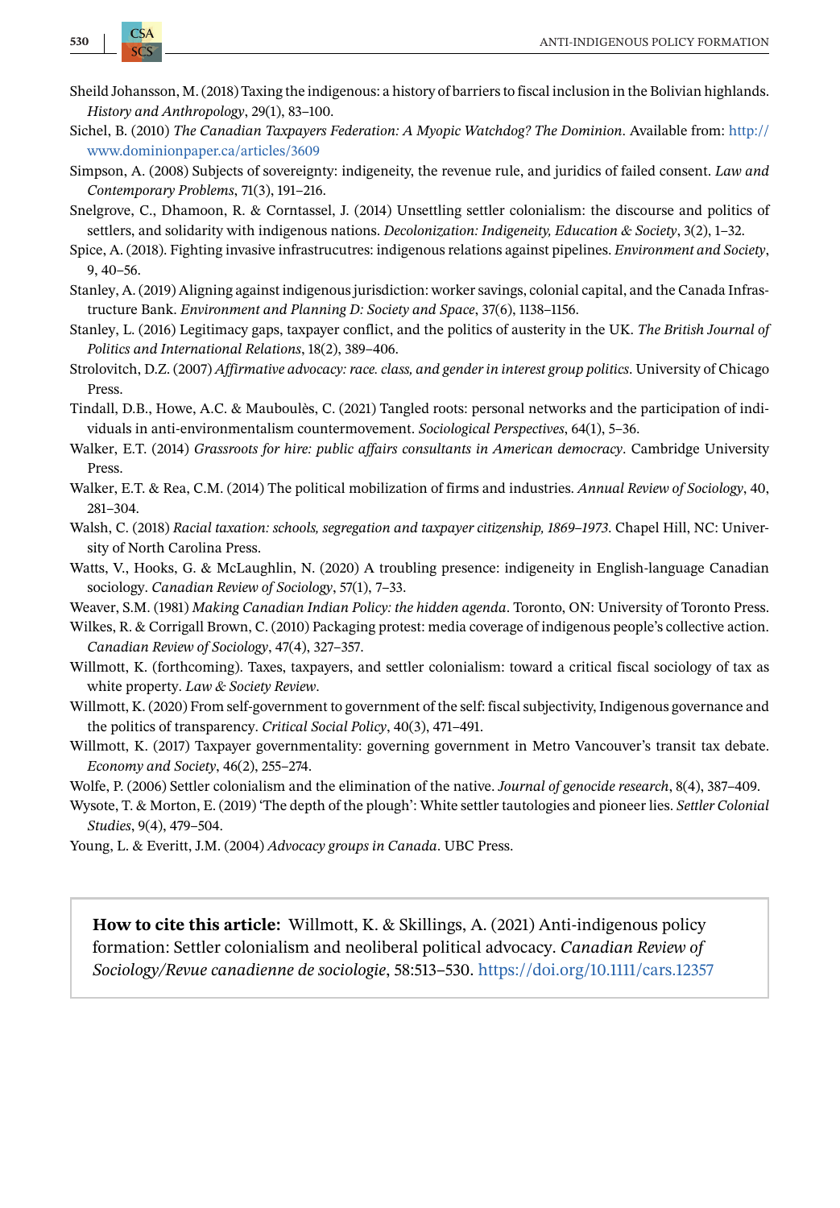Sheild Johansson, M. (2018) Taxing the indigenous: a history of barriers to fiscal inclusion in the Bolivian highlands. *History and Anthropology*, 29(1), 83–100.

Sichel, B. (2010) *The Canadian Taxpayers Federation: A Myopic Watchdog? The Dominion*. Available from: http://www.dominionpaper.ca/articles/3609

Simpson, A. (2008) Subjects of sovereignty: indigeneity, the revenue rule, and juridics of failed consent. *Law and Contemporary Problems*, 71(3), 191–216.

Snelgrove, C., Dhamoon, R. & Corntassel, J. (2014) Unsettling settler colonialism: the discourse and politics of settlers, and solidarity with indigenous nations. *Decolonization: Indigeneity, Education & Society*, 3(2), 1–32.

Spice, A. (2018). Fighting invasive infrastrucutres: indigenous relations against pipelines. *Environment and Society*, 9, 40–56.

Stanley, A. (2019) Aligning against indigenous jurisdiction: worker savings, colonial capital, and the Canada Infrastructure Bank. *Environment and Planning D: Society and Space*, 37(6), 1138–1156.

Stanley, L. (2016) Legitimacy gaps, taxpayer conflict, and the politics of austerity in the UK. *The British Journal of Politics and International Relations*, 18(2), 389–406.

Strolovitch, D.Z. (2007) *Affirmative advocacy: race. class, and gender in interest group politics*. University of Chicago Press.

Tindall, D.B., Howe, A.C. & Mauboulès, C. (2021) Tangled roots: personal networks and the participation of individuals in anti-environmentalism countermovement. *Sociological Perspectives*, 64(1), 5–36.

Walker, E.T. (2014) *Grassroots for hire: public affairs consultants in American democracy*. Cambridge University Press.

Walker, E.T. & Rea, C.M. (2014) The political mobilization of firms and industries. *Annual Review of Sociology*, 40, 281–304.

Walsh, C. (2018) *Racial taxation: schools, segregation and taxpayer citizenship, 1869–1973*. Chapel Hill, NC: University of North Carolina Press.

Watts, V., Hooks, G. & McLaughlin, N. (2020) A troubling presence: indigeneity in English-language Canadian sociology. *Canadian Review of Sociology*, 57(1), 7–33.

Weaver, S.M. (1981) *Making Canadian Indian Policy: the hidden agenda*. Toronto, ON: University of Toronto Press.

Wilkes, R. & Corrigall Brown, C. (2010) Packaging protest: media coverage of indigenous people's collective action. *Canadian Review of Sociology*, 47(4), 327–357.

Willmott, K. (forthcoming). Taxes, taxpayers, and settler colonialism: toward a critical fiscal sociology of tax as white property. *Law & Society Review*.

Willmott, K. (2020) From self-government to government of the self: fiscal subjectivity, Indigenous governance and the politics of transparency. *Critical Social Policy*, 40(3), 471–491.

Willmott, K. (2017) Taxpayer governmentality: governing government in Metro Vancouver's transit tax debate. *Economy and Society*, 46(2), 255–274.

Wolfe, P. (2006) Settler colonialism and the elimination of the native. *Journal of genocide research*, 8(4), 387–409.

Wysote, T. & Morton, E. (2019) 'The depth of the plough': White settler tautologies and pioneer lies. *Settler Colonial Studies*, 9(4), 479–504.

Young, L. & Everitt, J.M. (2004) *Advocacy groups in Canada*. UBC Press.

**How to cite this article:** Willmott, K. & Skillings, A. (2021) Anti-indigenous policy formation: Settler colonialism and neoliberal political advocacy. *Canadian Review of Sociology/Revue canadienne de sociologie*, 58:513–530. https://doi.org/10.1111/cars.12357